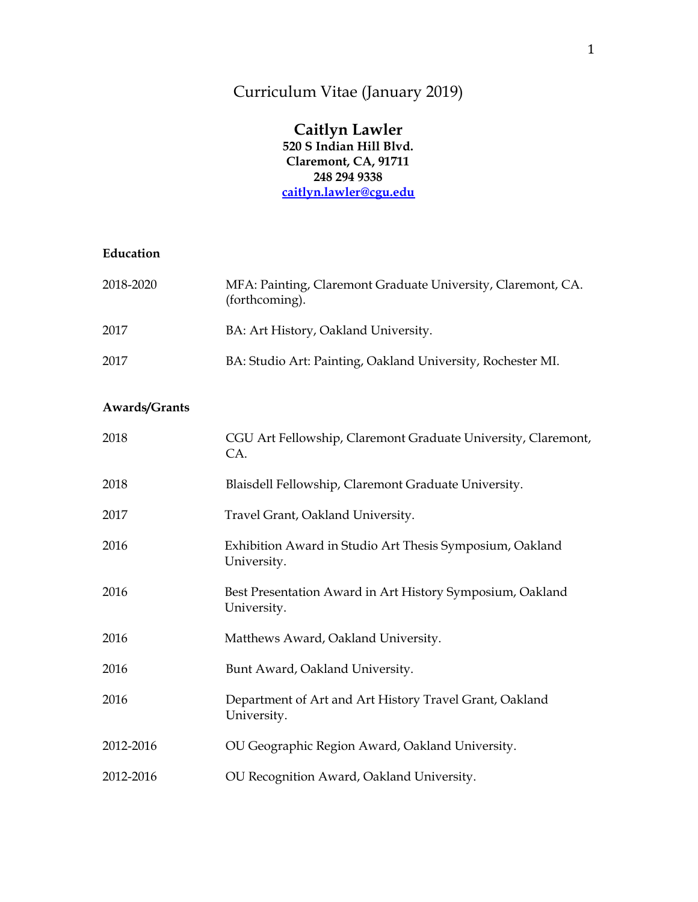# Curriculum Vitae (January 2019)

## Caitlyn Lawler

**520 S Indian Hill Blvd.**
**Claremont, CA, 91711**
**248 294 9338**
**caitlyn.lawler@cgu.edu**

### Education

| | |
|---|---|
| 2018-2020 | MFA: Painting, Claremont Graduate University, Claremont, CA. (forthcoming). |
| 2017 | BA: Art History, Oakland University. |
| 2017 | BA: Studio Art: Painting, Oakland University, Rochester MI. |

### Awards/Grants

| | |
|---|---|
| 2018 | CGU Art Fellowship, Claremont Graduate University, Claremont, CA. |
| 2018 | Blaisdell Fellowship, Claremont Graduate University. |
| 2017 | Travel Grant, Oakland University. |
| 2016 | Exhibition Award in Studio Art Thesis Symposium, Oakland University. |
| 2016 | Best Presentation Award in Art History Symposium, Oakland University. |
| 2016 | Matthews Award, Oakland University. |
| 2016 | Bunt Award, Oakland University. |
| 2016 | Department of Art and Art History Travel Grant, Oakland University. |
| 2012-2016 | OU Geographic Region Award, Oakland University. |
| 2012-2016 | OU Recognition Award, Oakland University. |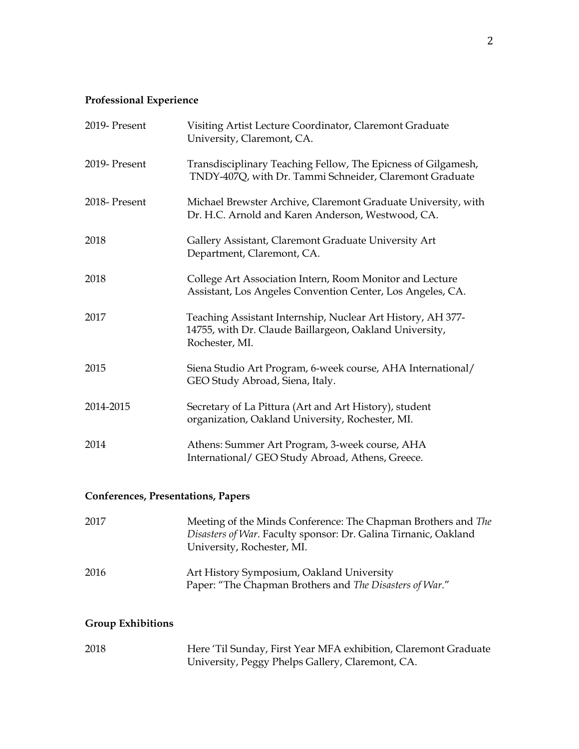**Professional Experience**

| | |
|---|---|
| 2019- Present | Visiting Artist Lecture Coordinator, Claremont Graduate University, Claremont, CA. |
| 2019- Present | Transdisciplinary Teaching Fellow, The Epicness of Gilgamesh, TNDY-407Q, with Dr. Tammi Schneider, Claremont Graduate |
| 2018- Present | Michael Brewster Archive, Claremont Graduate University, with Dr. H.C. Arnold and Karen Anderson, Westwood, CA. |
| 2018 | Gallery Assistant, Claremont Graduate University Art Department, Claremont, CA. |
| 2018 | College Art Association Intern, Room Monitor and Lecture Assistant, Los Angeles Convention Center, Los Angeles, CA. |
| 2017 | Teaching Assistant Internship, Nuclear Art History, AH 377-14755, with Dr. Claude Baillargeon, Oakland University, Rochester, MI. |
| 2015 | Siena Studio Art Program, 6-week course, AHA International/ GEO Study Abroad, Siena, Italy. |
| 2014-2015 | Secretary of La Pittura (Art and Art History), student organization, Oakland University, Rochester, MI. |
| 2014 | Athens: Summer Art Program, 3-week course, AHA International/ GEO Study Abroad, Athens, Greece. |

**Conferences, Presentations, Papers**

| | |
|---|---|
| 2017 | Meeting of the Minds Conference: The Chapman Brothers and *The Disasters of War.* Faculty sponsor: Dr. Galina Tirnanic, Oakland University, Rochester, MI. |
| 2016 | Art History Symposium, Oakland University<br>Paper: "The Chapman Brothers and *The Disasters of War*." |

**Group Exhibitions**

| | |
|---|---|
| 2018 | Here 'Til Sunday, First Year MFA exhibition, Claremont Graduate University, Peggy Phelps Gallery, Claremont, CA. |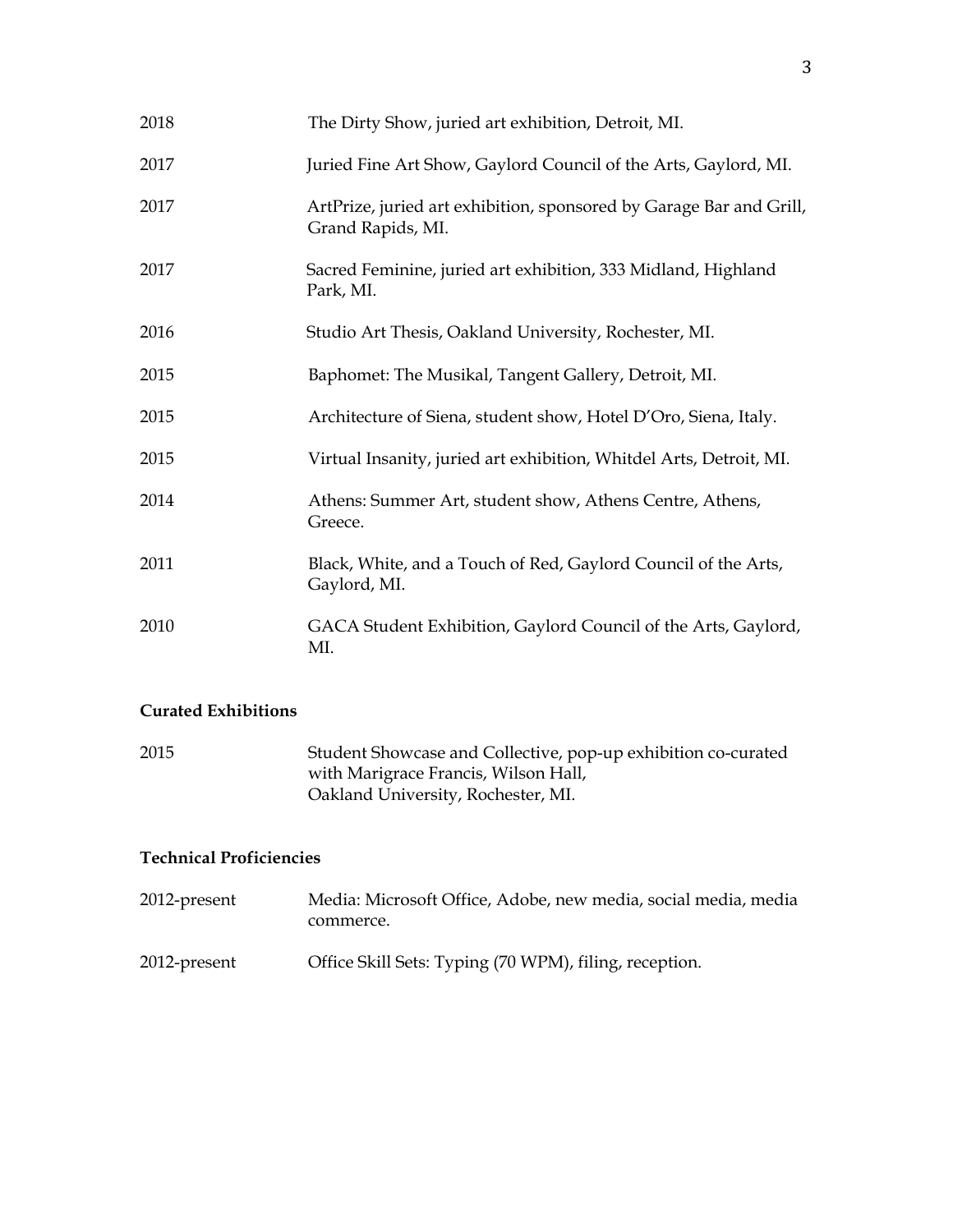| | |
|---|---|
| 2018 | The Dirty Show, juried art exhibition, Detroit, MI. |
| 2017 | Juried Fine Art Show, Gaylord Council of the Arts, Gaylord, MI. |
| 2017 | ArtPrize, juried art exhibition, sponsored by Garage Bar and Grill, Grand Rapids, MI. |
| 2017 | Sacred Feminine, juried art exhibition, 333 Midland, Highland Park, MI. |
| 2016 | Studio Art Thesis, Oakland University, Rochester, MI. |
| 2015 | Baphomet: The Musikal, Tangent Gallery, Detroit, MI. |
| 2015 | Architecture of Siena, student show, Hotel D'Oro, Siena, Italy. |
| 2015 | Virtual Insanity, juried art exhibition, Whitdel Arts, Detroit, MI. |
| 2014 | Athens: Summer Art, student show, Athens Centre, Athens, Greece. |
| 2011 | Black, White, and a Touch of Red, Gaylord Council of the Arts, Gaylord, MI. |
| 2010 | GACA Student Exhibition, Gaylord Council of the Arts, Gaylord, MI. |

**Curated Exhibitions**

| | |
|---|---|
| 2015 | Student Showcase and Collective, pop-up exhibition co-curated with Marigrace Francis, Wilson Hall, Oakland University, Rochester, MI. |

**Technical Proficiencies**

| | |
|---|---|
| 2012-present | Media: Microsoft Office, Adobe, new media, social media, media commerce. |
| 2012-present | Office Skill Sets: Typing (70 WPM), filing, reception. |